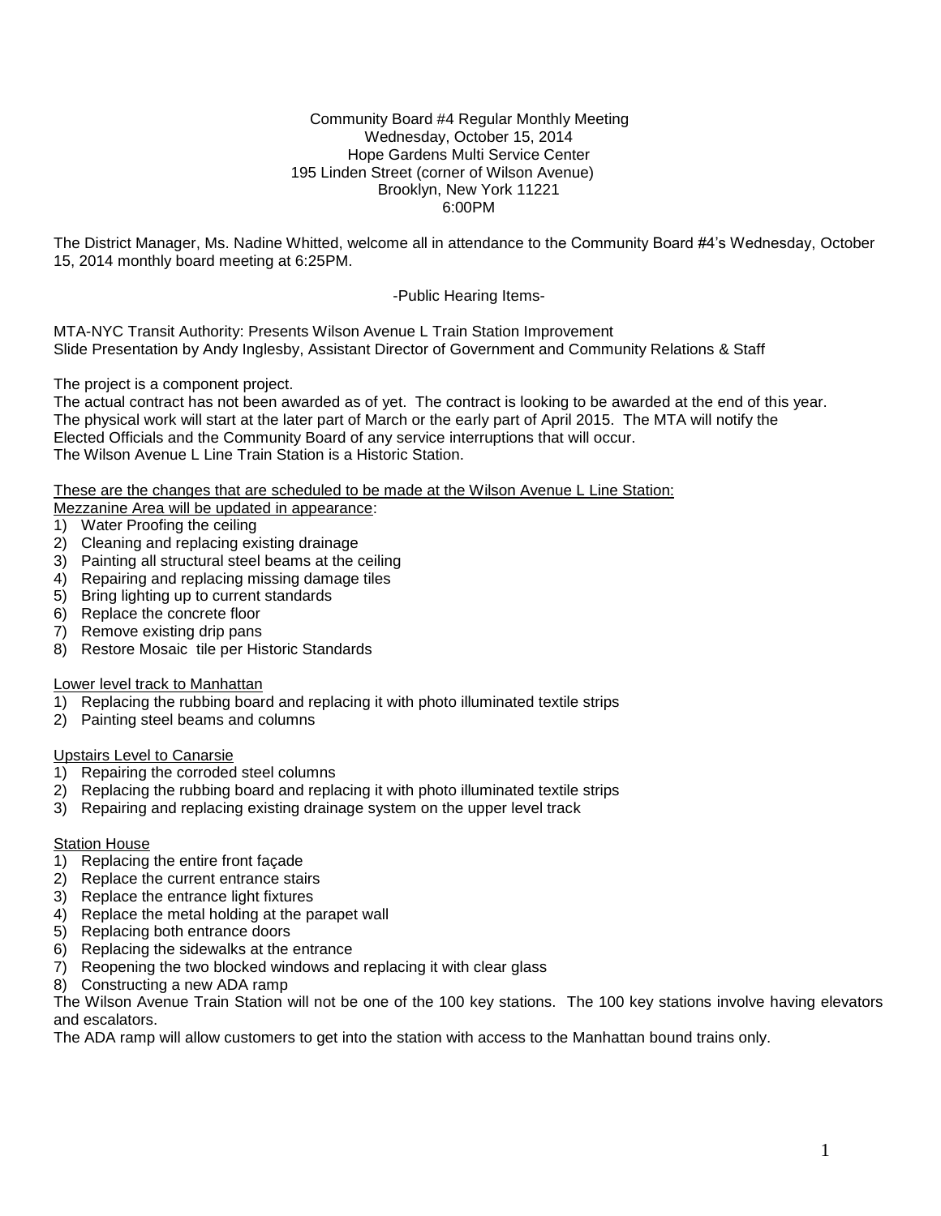Community Board #4 Regular Monthly Meeting
Wednesday, October 15, 2014
Hope Gardens Multi Service Center
195 Linden Street (corner of Wilson Avenue)
Brooklyn, New York 11221
6:00PM

The District Manager, Ms. Nadine Whitted, welcome all in attendance to the Community Board #4's Wednesday, October 15, 2014 monthly board meeting at 6:25PM.

-Public Hearing Items-

MTA-NYC Transit Authority: Presents Wilson Avenue L Train Station Improvement
Slide Presentation by Andy Inglesby, Assistant Director of Government and Community Relations & Staff

The project is a component project.
The actual contract has not been awarded as of yet. The contract is looking to be awarded at the end of this year.
The physical work will start at the later part of March or the early part of April 2015. The MTA will notify the Elected Officials and the Community Board of any service interruptions that will occur.
The Wilson Avenue L Line Train Station is a Historic Station.

<u>These are the changes that are scheduled to be made at the Wilson Avenue L Line Station:</u>
<u>Mezzanine Area will be updated in appearance</u>:

1) Water Proofing the ceiling
2) Cleaning and replacing existing drainage
3) Painting all structural steel beams at the ceiling
4) Repairing and replacing missing damage tiles
5) Bring lighting up to current standards
6) Replace the concrete floor
7) Remove existing drip pans
8) Restore Mosaic tile per Historic Standards

<u>Lower level track to Manhattan</u>

1) Replacing the rubbing board and replacing it with photo illuminated textile strips
2) Painting steel beams and columns

<u>Upstairs Level to Canarsie</u>

1) Repairing the corroded steel columns
2) Replacing the rubbing board and replacing it with photo illuminated textile strips
3) Repairing and replacing existing drainage system on the upper level track

<u>Station House</u>

1) Replacing the entire front façade
2) Replace the current entrance stairs
3) Replace the entrance light fixtures
4) Replace the metal holding at the parapet wall
5) Replacing both entrance doors
6) Replacing the sidewalks at the entrance
7) Reopening the two blocked windows and replacing it with clear glass
8) Constructing a new ADA ramp

The Wilson Avenue Train Station will not be one of the 100 key stations. The 100 key stations involve having elevators and escalators.
The ADA ramp will allow customers to get into the station with access to the Manhattan bound trains only.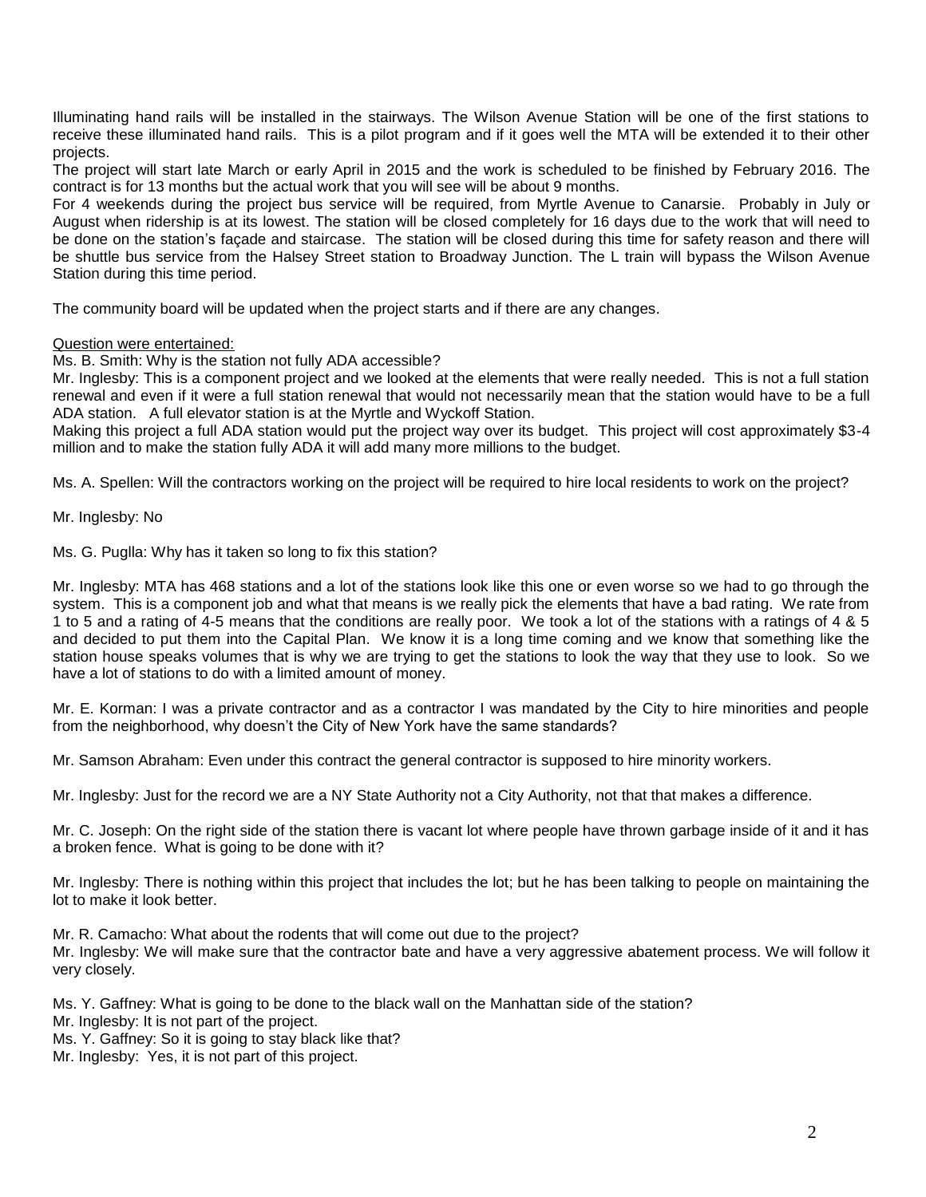Illuminating hand rails will be installed in the stairways. The Wilson Avenue Station will be one of the first stations to receive these illuminated hand rails. This is a pilot program and if it goes well the MTA will be extended it to their other projects.

The project will start late March or early April in 2015 and the work is scheduled to be finished by February 2016. The contract is for 13 months but the actual work that you will see will be about 9 months.

For 4 weekends during the project bus service will be required, from Myrtle Avenue to Canarsie. Probably in July or August when ridership is at its lowest. The station will be closed completely for 16 days due to the work that will need to be done on the station's façade and staircase. The station will be closed during this time for safety reason and there will be shuttle bus service from the Halsey Street station to Broadway Junction. The L train will bypass the Wilson Avenue Station during this time period.

The community board will be updated when the project starts and if there are any changes.

Question were entertained:

Ms. B. Smith: Why is the station not fully ADA accessible?

Mr. Inglesby: This is a component project and we looked at the elements that were really needed. This is not a full station renewal and even if it were a full station renewal that would not necessarily mean that the station would have to be a full ADA station. A full elevator station is at the Myrtle and Wyckoff Station.

Making this project a full ADA station would put the project way over its budget. This project will cost approximately $3-4 million and to make the station fully ADA it will add many more millions to the budget.

Ms. A. Spellen: Will the contractors working on the project will be required to hire local residents to work on the project?

Mr. Inglesby: No

Ms. G. Puglla: Why has it taken so long to fix this station?

Mr. Inglesby: MTA has 468 stations and a lot of the stations look like this one or even worse so we had to go through the system. This is a component job and what that means is we really pick the elements that have a bad rating. We rate from 1 to 5 and a rating of 4-5 means that the conditions are really poor. We took a lot of the stations with a ratings of 4 & 5 and decided to put them into the Capital Plan. We know it is a long time coming and we know that something like the station house speaks volumes that is why we are trying to get the stations to look the way that they use to look. So we have a lot of stations to do with a limited amount of money.

Mr. E. Korman: I was a private contractor and as a contractor I was mandated by the City to hire minorities and people from the neighborhood, why doesn't the City of New York have the same standards?

Mr. Samson Abraham: Even under this contract the general contractor is supposed to hire minority workers.

Mr. Inglesby: Just for the record we are a NY State Authority not a City Authority, not that that makes a difference.

Mr. C. Joseph: On the right side of the station there is vacant lot where people have thrown garbage inside of it and it has a broken fence. What is going to be done with it?

Mr. Inglesby: There is nothing within this project that includes the lot; but he has been talking to people on maintaining the lot to make it look better.

Mr. R. Camacho: What about the rodents that will come out due to the project?

Mr. Inglesby: We will make sure that the contractor bate and have a very aggressive abatement process. We will follow it very closely.

Ms. Y. Gaffney: What is going to be done to the black wall on the Manhattan side of the station?

Mr. Inglesby: It is not part of the project.

Ms. Y. Gaffney: So it is going to stay black like that?

Mr. Inglesby: Yes, it is not part of this project.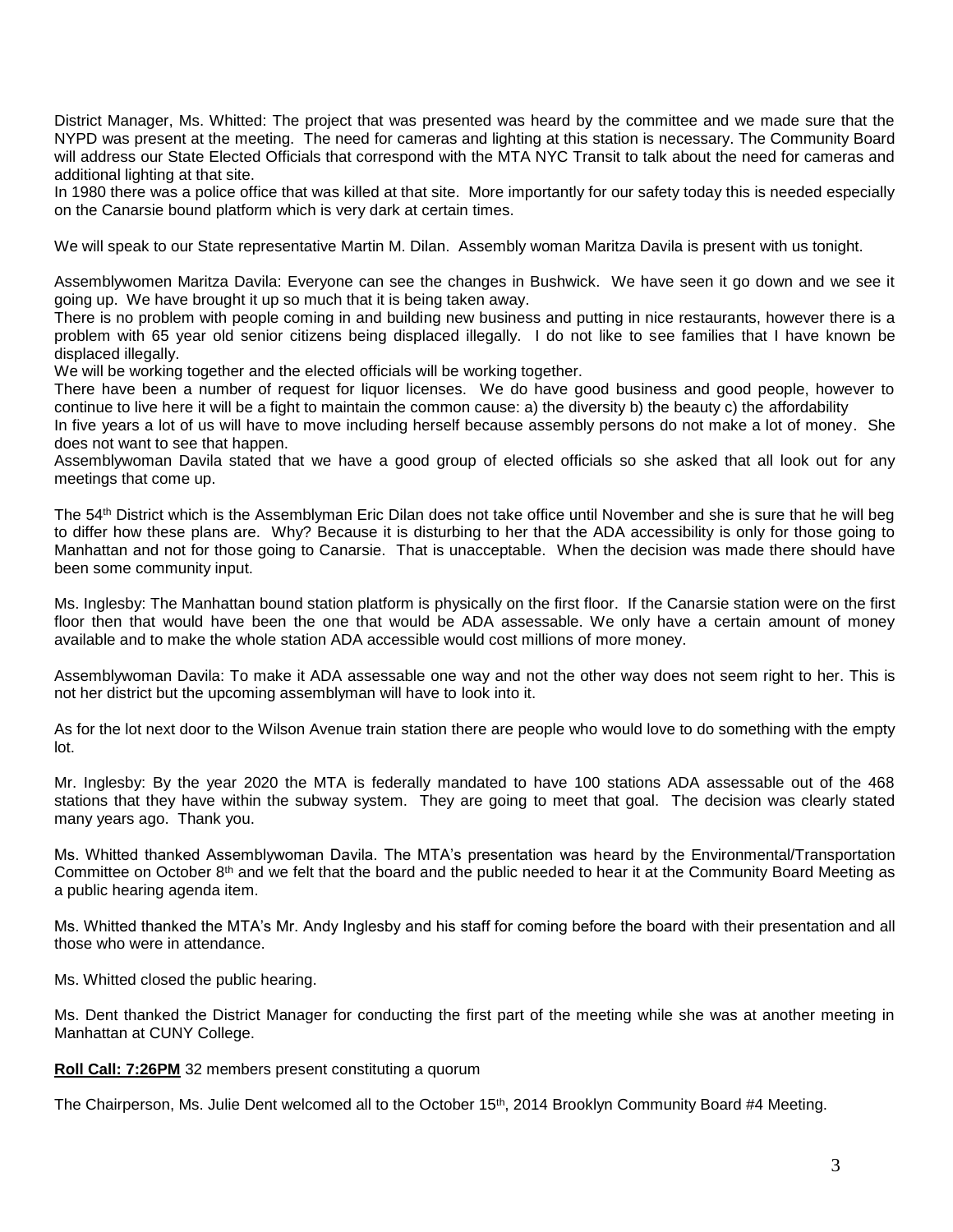District Manager, Ms. Whitted: The project that was presented was heard by the committee and we made sure that the NYPD was present at the meeting. The need for cameras and lighting at this station is necessary. The Community Board will address our State Elected Officials that correspond with the MTA NYC Transit to talk about the need for cameras and additional lighting at that site.
In 1980 there was a police office that was killed at that site. More importantly for our safety today this is needed especially on the Canarsie bound platform which is very dark at certain times.

We will speak to our State representative Martin M. Dilan. Assembly woman Maritza Davila is present with us tonight.

Assemblywomen Maritza Davila: Everyone can see the changes in Bushwick. We have seen it go down and we see it going up. We have brought it up so much that it is being taken away.
There is no problem with people coming in and building new business and putting in nice restaurants, however there is a problem with 65 year old senior citizens being displaced illegally. I do not like to see families that I have known be displaced illegally.
We will be working together and the elected officials will be working together.
There have been a number of request for liquor licenses. We do have good business and good people, however to continue to live here it will be a fight to maintain the common cause: a) the diversity b) the beauty c) the affordability
In five years a lot of us will have to move including herself because assembly persons do not make a lot of money. She does not want to see that happen.
Assemblywoman Davila stated that we have a good group of elected officials so she asked that all look out for any meetings that come up.

The 54th District which is the Assemblyman Eric Dilan does not take office until November and she is sure that he will beg to differ how these plans are. Why? Because it is disturbing to her that the ADA accessibility is only for those going to Manhattan and not for those going to Canarsie. That is unacceptable. When the decision was made there should have been some community input.

Ms. Inglesby: The Manhattan bound station platform is physically on the first floor. If the Canarsie station were on the first floor then that would have been the one that would be ADA assessable. We only have a certain amount of money available and to make the whole station ADA accessible would cost millions of more money.

Assemblywoman Davila: To make it ADA assessable one way and not the other way does not seem right to her. This is not her district but the upcoming assemblyman will have to look into it.

As for the lot next door to the Wilson Avenue train station there are people who would love to do something with the empty lot.

Mr. Inglesby: By the year 2020 the MTA is federally mandated to have 100 stations ADA assessable out of the 468 stations that they have within the subway system. They are going to meet that goal. The decision was clearly stated many years ago. Thank you.

Ms. Whitted thanked Assemblywoman Davila. The MTA's presentation was heard by the Environmental/Transportation Committee on October 8th and we felt that the board and the public needed to hear it at the Community Board Meeting as a public hearing agenda item.

Ms. Whitted thanked the MTA's Mr. Andy Inglesby and his staff for coming before the board with their presentation and all those who were in attendance.

Ms. Whitted closed the public hearing.

Ms. Dent thanked the District Manager for conducting the first part of the meeting while she was at another meeting in Manhattan at CUNY College.

**Roll Call: 7:26PM** 32 members present constituting a quorum

The Chairperson, Ms. Julie Dent welcomed all to the October 15th, 2014 Brooklyn Community Board #4 Meeting.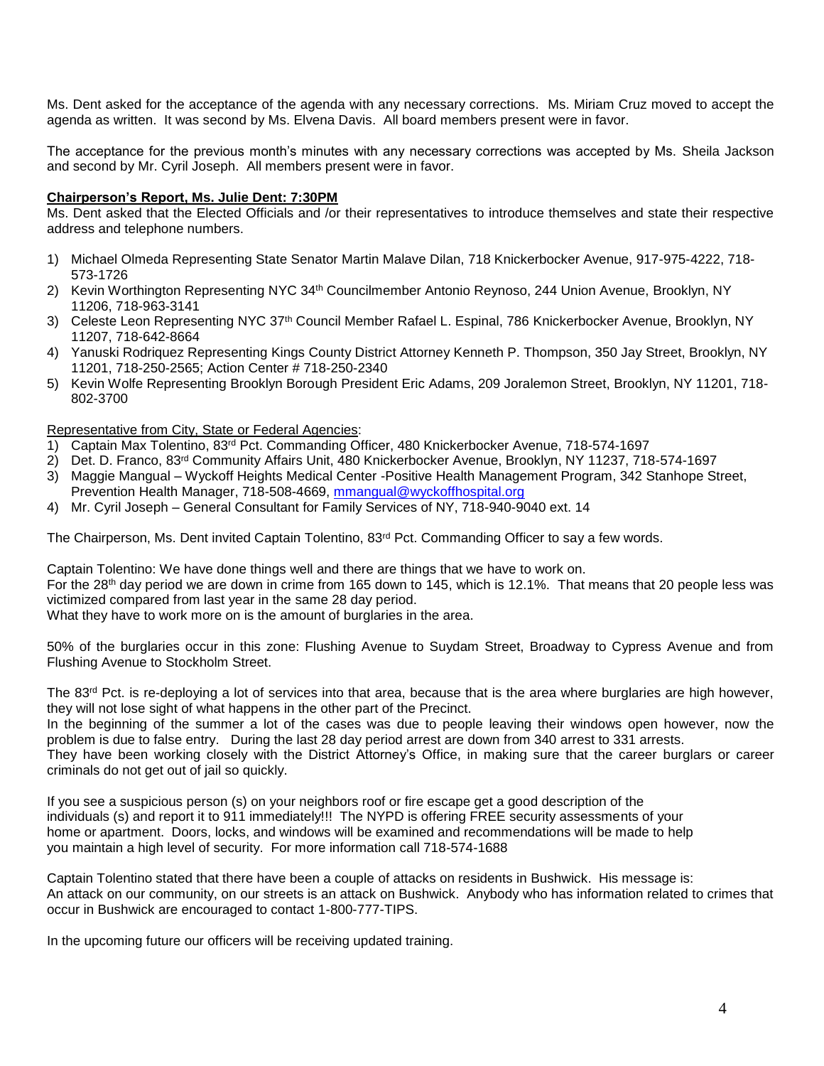Ms. Dent asked for the acceptance of the agenda with any necessary corrections. Ms. Miriam Cruz moved to accept the agenda as written. It was second by Ms. Elvena Davis. All board members present were in favor.

The acceptance for the previous month's minutes with any necessary corrections was accepted by Ms. Sheila Jackson and second by Mr. Cyril Joseph. All members present were in favor.

**Chairperson's Report, Ms. Julie Dent: 7:30PM**

Ms. Dent asked that the Elected Officials and /or their representatives to introduce themselves and state their respective address and telephone numbers.

1) Michael Olmeda Representing State Senator Martin Malave Dilan, 718 Knickerbocker Avenue, 917-975-4222, 718-573-1726
2) Kevin Worthington Representing NYC 34th Councilmember Antonio Reynoso, 244 Union Avenue, Brooklyn, NY 11206, 718-963-3141
3) Celeste Leon Representing NYC 37th Council Member Rafael L. Espinal, 786 Knickerbocker Avenue, Brooklyn, NY 11207, 718-642-8664
4) Yanuski Rodriquez Representing Kings County District Attorney Kenneth P. Thompson, 350 Jay Street, Brooklyn, NY 11201, 718-250-2565; Action Center # 718-250-2340
5) Kevin Wolfe Representing Brooklyn Borough President Eric Adams, 209 Joralemon Street, Brooklyn, NY 11201, 718-802-3700

Representative from City, State or Federal Agencies:

1) Captain Max Tolentino, 83rd Pct. Commanding Officer, 480 Knickerbocker Avenue, 718-574-1697
2) Det. D. Franco, 83rd Community Affairs Unit, 480 Knickerbocker Avenue, Brooklyn, NY 11237, 718-574-1697
3) Maggie Mangual – Wyckoff Heights Medical Center -Positive Health Management Program, 342 Stanhope Street, Prevention Health Manager, 718-508-4669, mmangual@wyckoffhospital.org
4) Mr. Cyril Joseph – General Consultant for Family Services of NY, 718-940-9040 ext. 14

The Chairperson, Ms. Dent invited Captain Tolentino, 83rd Pct. Commanding Officer to say a few words.

Captain Tolentino: We have done things well and there are things that we have to work on.
For the 28th day period we are down in crime from 165 down to 145, which is 12.1%. That means that 20 people less was victimized compared from last year in the same 28 day period.
What they have to work more on is the amount of burglaries in the area.

50% of the burglaries occur in this zone: Flushing Avenue to Suydam Street, Broadway to Cypress Avenue and from Flushing Avenue to Stockholm Street.

The 83rd Pct. is re-deploying a lot of services into that area, because that is the area where burglaries are high however, they will not lose sight of what happens in the other part of the Precinct.
In the beginning of the summer a lot of the cases was due to people leaving their windows open however, now the problem is due to false entry. During the last 28 day period arrest are down from 340 arrest to 331 arrests.
They have been working closely with the District Attorney's Office, in making sure that the career burglars or career criminals do not get out of jail so quickly.

If you see a suspicious person (s) on your neighbors roof or fire escape get a good description of the individuals (s) and report it to 911 immediately!!! The NYPD is offering FREE security assessments of your home or apartment. Doors, locks, and windows will be examined and recommendations will be made to help you maintain a high level of security. For more information call 718-574-1688

Captain Tolentino stated that there have been a couple of attacks on residents in Bushwick. His message is:
An attack on our community, on our streets is an attack on Bushwick. Anybody who has information related to crimes that occur in Bushwick are encouraged to contact 1-800-777-TIPS.

In the upcoming future our officers will be receiving updated training.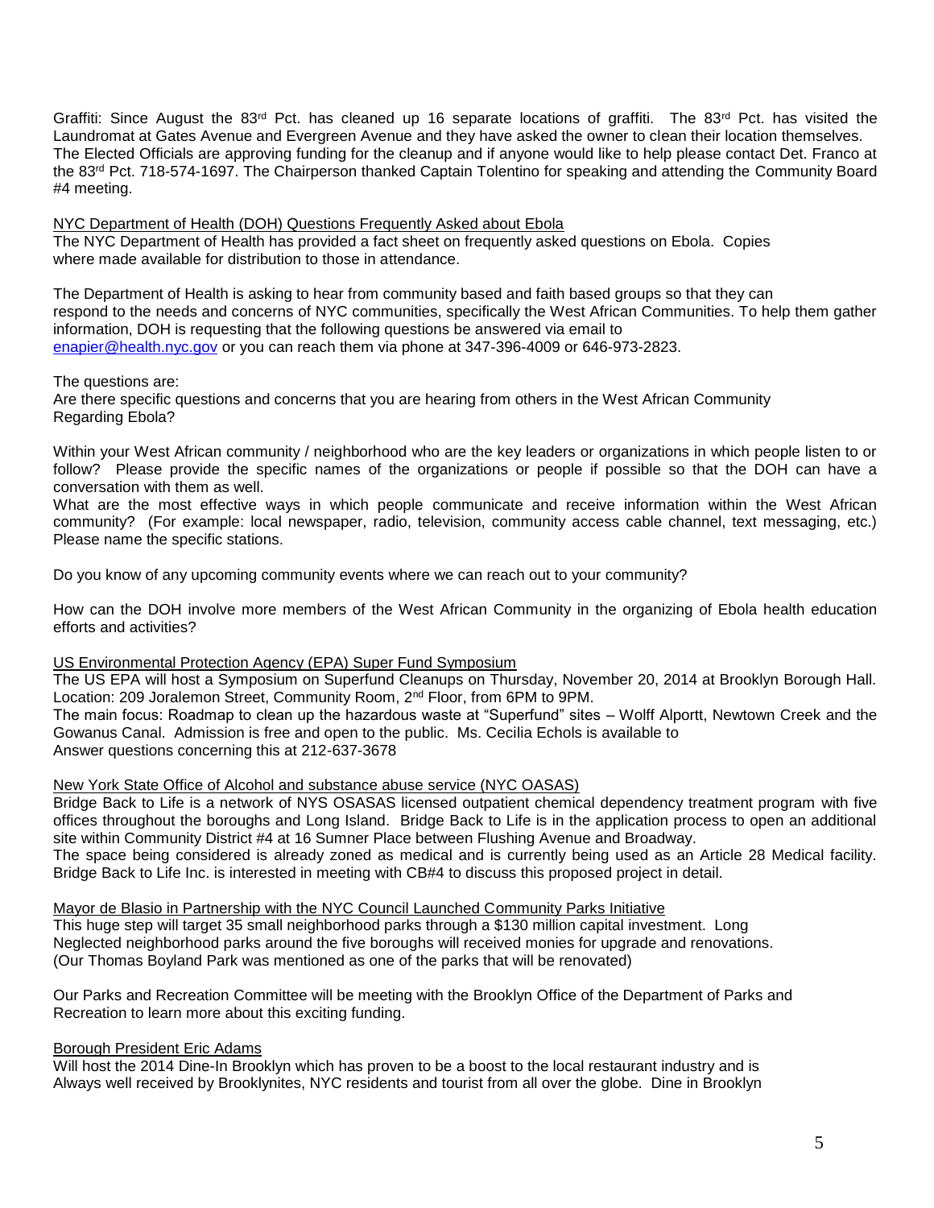Graffiti: Since August the 83rd Pct. has cleaned up 16 separate locations of graffiti. The 83rd Pct. has visited the Laundromat at Gates Avenue and Evergreen Avenue and they have asked the owner to clean their location themselves. The Elected Officials are approving funding for the cleanup and if anyone would like to help please contact Det. Franco at the 83rd Pct. 718-574-1697. The Chairperson thanked Captain Tolentino for speaking and attending the Community Board #4 meeting.

<u>NYC Department of Health (DOH) Questions Frequently Asked about Ebola</u>

The NYC Department of Health has provided a fact sheet on frequently asked questions on Ebola. Copies where made available for distribution to those in attendance.

The Department of Health is asking to hear from community based and faith based groups so that they can respond to the needs and concerns of NYC communities, specifically the West African Communities. To help them gather information, DOH is requesting that the following questions be answered via email to enapier@health.nyc.gov or you can reach them via phone at 347-396-4009 or 646-973-2823.

The questions are:

Are there specific questions and concerns that you are hearing from others in the West African Community Regarding Ebola?

Within your West African community / neighborhood who are the key leaders or organizations in which people listen to or follow? Please provide the specific names of the organizations or people if possible so that the DOH can have a conversation with them as well.

What are the most effective ways in which people communicate and receive information within the West African community? (For example: local newspaper, radio, television, community access cable channel, text messaging, etc.) Please name the specific stations.

Do you know of any upcoming community events where we can reach out to your community?

How can the DOH involve more members of the West African Community in the organizing of Ebola health education efforts and activities?

<u>US Environmental Protection Agency (EPA) Super Fund Symposium</u>

The US EPA will host a Symposium on Superfund Cleanups on Thursday, November 20, 2014 at Brooklyn Borough Hall. Location: 209 Joralemon Street, Community Room, 2nd Floor, from 6PM to 9PM.

The main focus: Roadmap to clean up the hazardous waste at "Superfund" sites – Wolff Alportt, Newtown Creek and the Gowanus Canal. Admission is free and open to the public. Ms. Cecilia Echols is available to Answer questions concerning this at 212-637-3678

<u>New York State Office of Alcohol and substance abuse service (NYC OASAS)</u>

Bridge Back to Life is a network of NYS OSASAS licensed outpatient chemical dependency treatment program with five offices throughout the boroughs and Long Island. Bridge Back to Life is in the application process to open an additional site within Community District #4 at 16 Sumner Place between Flushing Avenue and Broadway.

The space being considered is already zoned as medical and is currently being used as an Article 28 Medical facility. Bridge Back to Life Inc. is interested in meeting with CB#4 to discuss this proposed project in detail.

<u>Mayor de Blasio in Partnership with the NYC Council Launched Community Parks Initiative</u>

This huge step will target 35 small neighborhood parks through a $130 million capital investment. Long Neglected neighborhood parks around the five boroughs will received monies for upgrade and renovations. (Our Thomas Boyland Park was mentioned as one of the parks that will be renovated)

Our Parks and Recreation Committee will be meeting with the Brooklyn Office of the Department of Parks and Recreation to learn more about this exciting funding.

<u>Borough President Eric Adams</u>

Will host the 2014 Dine-In Brooklyn which has proven to be a boost to the local restaurant industry and is Always well received by Brooklynites, NYC residents and tourist from all over the globe. Dine in Brooklyn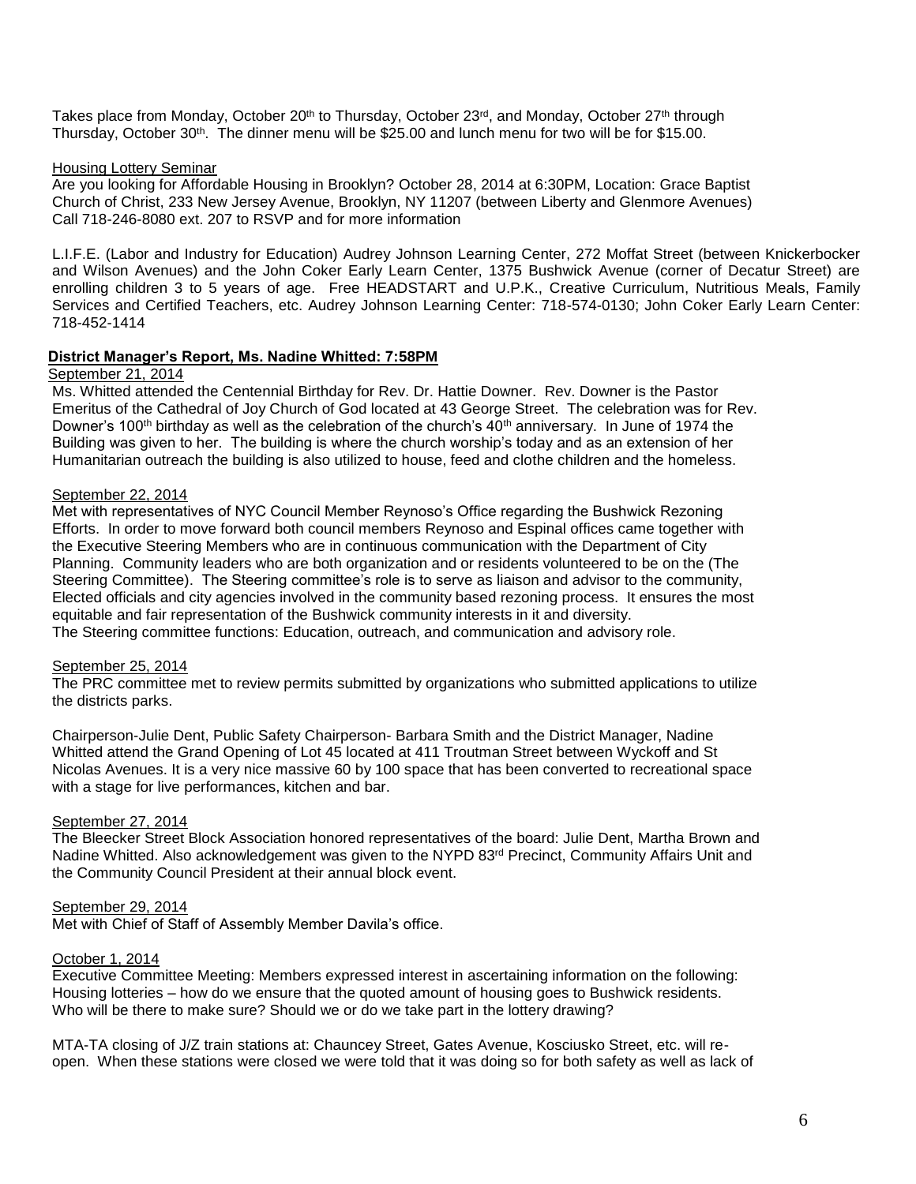Takes place from Monday, October 20th to Thursday, October 23rd, and Monday, October 27th through Thursday, October 30th. The dinner menu will be $25.00 and lunch menu for two will be for $15.00.

Housing Lottery Seminar

Are you looking for Affordable Housing in Brooklyn? October 28, 2014 at 6:30PM, Location: Grace Baptist Church of Christ, 233 New Jersey Avenue, Brooklyn, NY 11207 (between Liberty and Glenmore Avenues) Call 718-246-8080 ext. 207 to RSVP and for more information

L.I.F.E. (Labor and Industry for Education) Audrey Johnson Learning Center, 272 Moffat Street (between Knickerbocker and Wilson Avenues) and the John Coker Early Learn Center, 1375 Bushwick Avenue (corner of Decatur Street) are enrolling children 3 to 5 years of age. Free HEADSTART and U.P.K., Creative Curriculum, Nutritious Meals, Family Services and Certified Teachers, etc. Audrey Johnson Learning Center: 718-574-0130; John Coker Early Learn Center: 718-452-1414

**District Manager's Report, Ms. Nadine Whitted: 7:58PM**

September 21, 2014

Ms. Whitted attended the Centennial Birthday for Rev. Dr. Hattie Downer. Rev. Downer is the Pastor Emeritus of the Cathedral of Joy Church of God located at 43 George Street. The celebration was for Rev. Downer's 100th birthday as well as the celebration of the church's 40th anniversary. In June of 1974 the Building was given to her. The building is where the church worship's today and as an extension of her Humanitarian outreach the building is also utilized to house, feed and clothe children and the homeless.

September 22, 2014

Met with representatives of NYC Council Member Reynoso's Office regarding the Bushwick Rezoning Efforts. In order to move forward both council members Reynoso and Espinal offices came together with the Executive Steering Members who are in continuous communication with the Department of City Planning. Community leaders who are both organization and or residents volunteered to be on the (The Steering Committee). The Steering committee's role is to serve as liaison and advisor to the community, Elected officials and city agencies involved in the community based rezoning process. It ensures the most equitable and fair representation of the Bushwick community interests in it and diversity.
The Steering committee functions: Education, outreach, and communication and advisory role.

September 25, 2014

The PRC committee met to review permits submitted by organizations who submitted applications to utilize the districts parks.

Chairperson-Julie Dent, Public Safety Chairperson- Barbara Smith and the District Manager, Nadine Whitted attend the Grand Opening of Lot 45 located at 411 Troutman Street between Wyckoff and St Nicolas Avenues. It is a very nice massive 60 by 100 space that has been converted to recreational space with a stage for live performances, kitchen and bar.

September 27, 2014

The Bleecker Street Block Association honored representatives of the board: Julie Dent, Martha Brown and Nadine Whitted. Also acknowledgement was given to the NYPD 83rd Precinct, Community Affairs Unit and the Community Council President at their annual block event.

September 29, 2014

Met with Chief of Staff of Assembly Member Davila's office.

October 1, 2014

Executive Committee Meeting: Members expressed interest in ascertaining information on the following: Housing lotteries – how do we ensure that the quoted amount of housing goes to Bushwick residents. Who will be there to make sure? Should we or do we take part in the lottery drawing?

MTA-TA closing of J/Z train stations at: Chauncey Street, Gates Avenue, Kosciusko Street, etc. will re-open. When these stations were closed we were told that it was doing so for both safety as well as lack of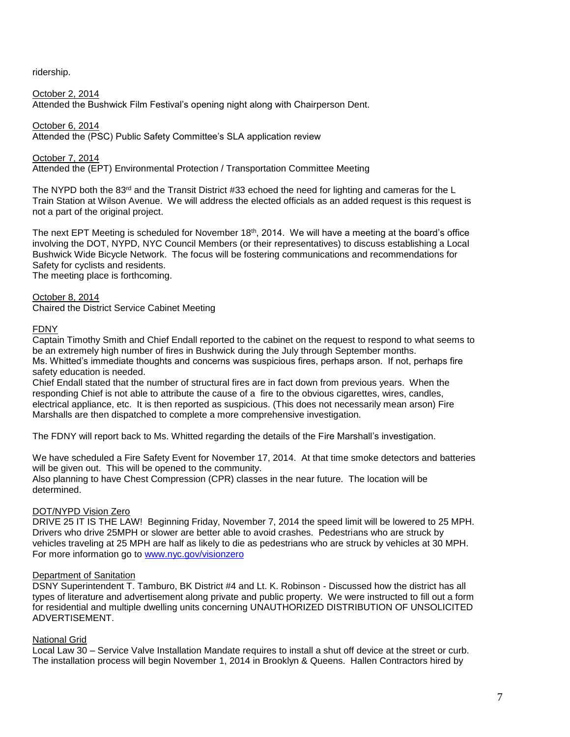ridership.

<u>October 2, 2014</u>
Attended the Bushwick Film Festival's opening night along with Chairperson Dent.

<u>October 6, 2014</u>
Attended the (PSC) Public Safety Committee's SLA application review

<u>October 7, 2014</u>
Attended the (EPT) Environmental Protection / Transportation Committee Meeting

The NYPD both the 83rd and the Transit District #33 echoed the need for lighting and cameras for the L Train Station at Wilson Avenue. We will address the elected officials as an added request is this request is not a part of the original project.

The next EPT Meeting is scheduled for November 18th, 2014. We will have a meeting at the board's office involving the DOT, NYPD, NYC Council Members (or their representatives) to discuss establishing a Local Bushwick Wide Bicycle Network. The focus will be fostering communications and recommendations for Safety for cyclists and residents.
The meeting place is forthcoming.

<u>October 8, 2014</u>
Chaired the District Service Cabinet Meeting

<u>FDNY</u>
Captain Timothy Smith and Chief Endall reported to the cabinet on the request to respond to what seems to be an extremely high number of fires in Bushwick during the July through September months.
Ms. Whitted's immediate thoughts and concerns was suspicious fires, perhaps arson. If not, perhaps fire safety education is needed.
Chief Endall stated that the number of structural fires are in fact down from previous years. When the responding Chief is not able to attribute the cause of a fire to the obvious cigarettes, wires, candles, electrical appliance, etc. It is then reported as suspicious. (This does not necessarily mean arson) Fire Marshalls are then dispatched to complete a more comprehensive investigation.

The FDNY will report back to Ms. Whitted regarding the details of the Fire Marshall's investigation.

We have scheduled a Fire Safety Event for November 17, 2014. At that time smoke detectors and batteries will be given out. This will be opened to the community.
Also planning to have Chest Compression (CPR) classes in the near future. The location will be determined.

<u>DOT/NYPD Vision Zero</u>
DRIVE 25 IT IS THE LAW! Beginning Friday, November 7, 2014 the speed limit will be lowered to 25 MPH. Drivers who drive 25MPH or slower are better able to avoid crashes. Pedestrians who are struck by vehicles traveling at 25 MPH are half as likely to die as pedestrians who are struck by vehicles at 30 MPH. For more information go to www.nyc.gov/visionzero

<u>Department of Sanitation</u>
DSNY Superintendent T. Tamburo, BK District #4 and Lt. K. Robinson - Discussed how the district has all types of literature and advertisement along private and public property. We were instructed to fill out a form for residential and multiple dwelling units concerning UNAUTHORIZED DISTRIBUTION OF UNSOLICITED ADVERTISEMENT.

<u>National Grid</u>
Local Law 30 – Service Valve Installation Mandate requires to install a shut off device at the street or curb. The installation process will begin November 1, 2014 in Brooklyn & Queens. Hallen Contractors hired by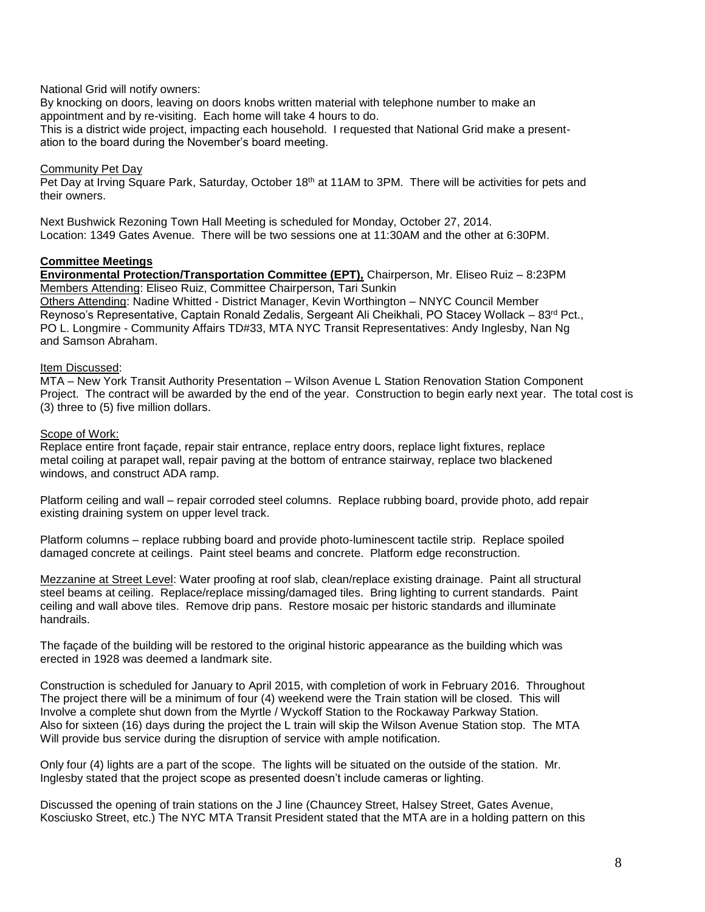National Grid will notify owners:
By knocking on doors, leaving on doors knobs written material with telephone number to make an appointment and by re-visiting. Each home will take 4 hours to do.
This is a district wide project, impacting each household. I requested that National Grid make a presentation to the board during the November's board meeting.

<u>Community Pet Day</u>
Pet Day at Irving Square Park, Saturday, October 18th at 11AM to 3PM. There will be activities for pets and their owners.

Next Bushwick Rezoning Town Hall Meeting is scheduled for Monday, October 27, 2014.
Location: 1349 Gates Avenue. There will be two sessions one at 11:30AM and the other at 6:30PM.

**<u>Committee Meetings</u>**
**<u>Environmental Protection/Transportation Committee (EPT),</u>** Chairperson, Mr. Eliseo Ruiz – 8:23PM
<u>Members Attending</u>: Eliseo Ruiz, Committee Chairperson, Tari Sunkin
<u>Others Attending</u>: Nadine Whitted - District Manager, Kevin Worthington – NNYC Council Member Reynoso's Representative, Captain Ronald Zedalis, Sergeant Ali Cheikhali, PO Stacey Wollack – 83rd Pct., PO L. Longmire - Community Affairs TD#33, MTA NYC Transit Representatives: Andy Inglesby, Nan Ng and Samson Abraham.

<u>Item Discussed</u>:
MTA – New York Transit Authority Presentation – Wilson Avenue L Station Renovation Station Component Project. The contract will be awarded by the end of the year. Construction to begin early next year. The total cost is (3) three to (5) five million dollars.

<u>Scope of Work:</u>
Replace entire front façade, repair stair entrance, replace entry doors, replace light fixtures, replace metal coiling at parapet wall, repair paving at the bottom of entrance stairway, replace two blackened windows, and construct ADA ramp.

Platform ceiling and wall – repair corroded steel columns. Replace rubbing board, provide photo, add repair existing draining system on upper level track.

Platform columns – replace rubbing board and provide photo-luminescent tactile strip. Replace spoiled damaged concrete at ceilings. Paint steel beams and concrete. Platform edge reconstruction.

<u>Mezzanine at Street Level</u>: Water proofing at roof slab, clean/replace existing drainage. Paint all structural steel beams at ceiling. Replace/replace missing/damaged tiles. Bring lighting to current standards. Paint ceiling and wall above tiles. Remove drip pans. Restore mosaic per historic standards and illuminate handrails.

The façade of the building will be restored to the original historic appearance as the building which was erected in 1928 was deemed a landmark site.

Construction is scheduled for January to April 2015, with completion of work in February 2016. Throughout The project there will be a minimum of four (4) weekend were the Train station will be closed. This will Involve a complete shut down from the Myrtle / Wyckoff Station to the Rockaway Parkway Station. Also for sixteen (16) days during the project the L train will skip the Wilson Avenue Station stop. The MTA Will provide bus service during the disruption of service with ample notification.

Only four (4) lights are a part of the scope. The lights will be situated on the outside of the station. Mr. Inglesby stated that the project scope as presented doesn't include cameras or lighting.

Discussed the opening of train stations on the J line (Chauncey Street, Halsey Street, Gates Avenue, Kosciusko Street, etc.) The NYC MTA Transit President stated that the MTA are in a holding pattern on this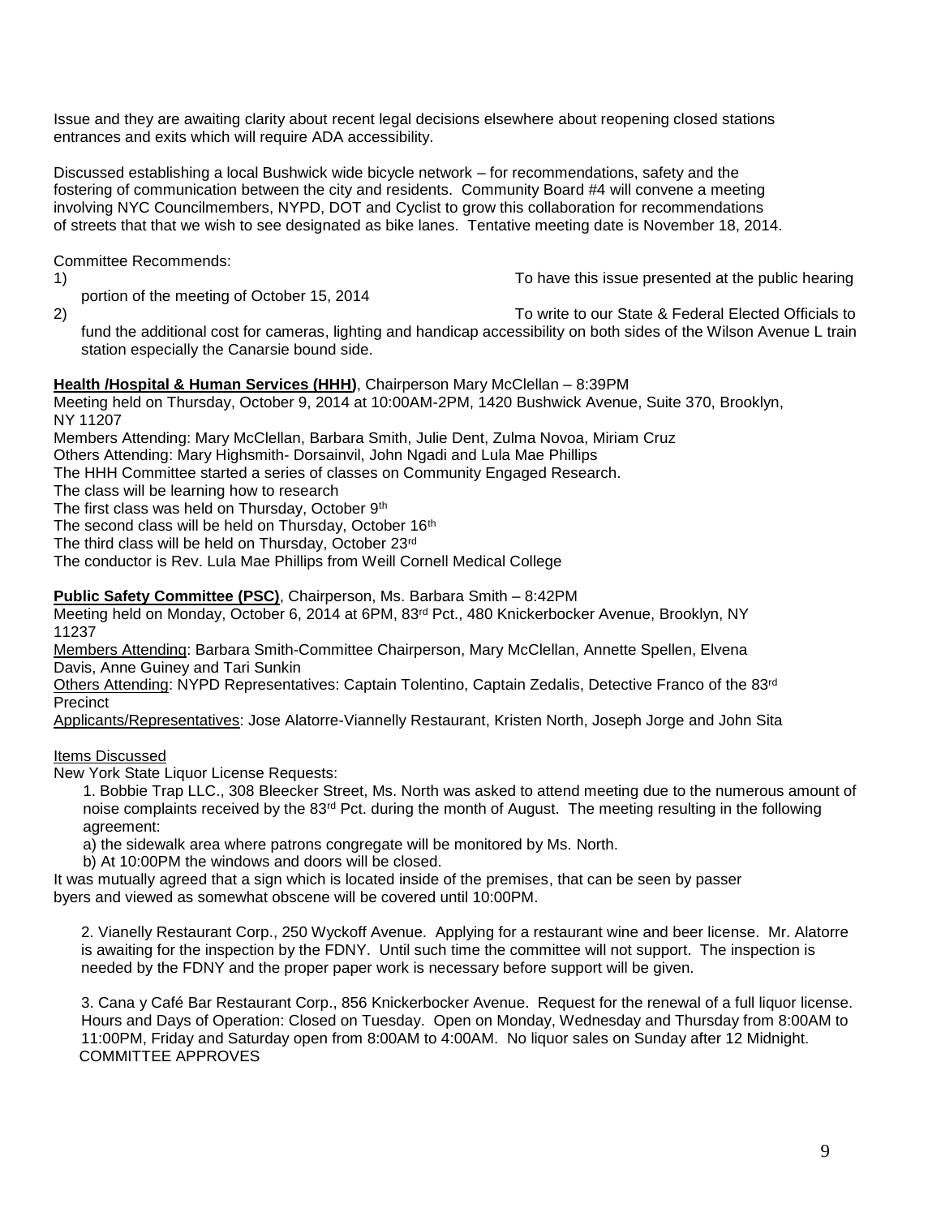Issue and they are awaiting clarity about recent legal decisions elsewhere about reopening closed stations entrances and exits which will require ADA accessibility.

Discussed establishing a local Bushwick wide bicycle network – for recommendations, safety and the fostering of communication between the city and residents. Community Board #4 will convene a meeting involving NYC Councilmembers, NYPD, DOT and Cyclist to grow this collaboration for recommendations of streets that that we wish to see designated as bike lanes. Tentative meeting date is November 18, 2014.

Committee Recommends:

1) To have this issue presented at the public hearing portion of the meeting of October 15, 2014
2) To write to our State & Federal Elected Officials to fund the additional cost for cameras, lighting and handicap accessibility on both sides of the Wilson Avenue L train station especially the Canarsie bound side.

**Health /Hospital & Human Services (HHH)**, Chairperson Mary McClellan – 8:39PM
Meeting held on Thursday, October 9, 2014 at 10:00AM-2PM, 1420 Bushwick Avenue, Suite 370, Brooklyn, NY 11207
Members Attending: Mary McClellan, Barbara Smith, Julie Dent, Zulma Novoa, Miriam Cruz
Others Attending: Mary Highsmith- Dorsainvil, John Ngadi and Lula Mae Phillips
The HHH Committee started a series of classes on Community Engaged Research.
The class will be learning how to research
The first class was held on Thursday, October 9th
The second class will be held on Thursday, October 16th
The third class will be held on Thursday, October 23rd
The conductor is Rev. Lula Mae Phillips from Weill Cornell Medical College

**Public Safety Committee (PSC)**, Chairperson, Ms. Barbara Smith – 8:42PM
Meeting held on Monday, October 6, 2014 at 6PM, 83rd Pct., 480 Knickerbocker Avenue, Brooklyn, NY 11237
Members Attending: Barbara Smith-Committee Chairperson, Mary McClellan, Annette Spellen, Elvena Davis, Anne Guiney and Tari Sunkin
Others Attending: NYPD Representatives: Captain Tolentino, Captain Zedalis, Detective Franco of the 83rd Precinct
Applicants/Representatives: Jose Alatorre-Viannelly Restaurant, Kristen North, Joseph Jorge and John Sita

Items Discussed

New York State Liquor License Requests:

1. Bobbie Trap LLC., 308 Bleecker Street, Ms. North was asked to attend meeting due to the numerous amount of noise complaints received by the 83rd Pct. during the month of August. The meeting resulting in the following agreement:
   a) the sidewalk area where patrons congregate will be monitored by Ms. North.
   b) At 10:00PM the windows and doors will be closed.

It was mutually agreed that a sign which is located inside of the premises, that can be seen by passer byers and viewed as somewhat obscene will be covered until 10:00PM.

2. Vianelly Restaurant Corp., 250 Wyckoff Avenue. Applying for a restaurant wine and beer license. Mr. Alatorre is awaiting for the inspection by the FDNY. Until such time the committee will not support. The inspection is needed by the FDNY and the proper paper work is necessary before support will be given.

3. Cana y Café Bar Restaurant Corp., 856 Knickerbocker Avenue. Request for the renewal of a full liquor license. Hours and Days of Operation: Closed on Tuesday. Open on Monday, Wednesday and Thursday from 8:00AM to 11:00PM, Friday and Saturday open from 8:00AM to 4:00AM. No liquor sales on Sunday after 12 Midnight. COMMITTEE APPROVES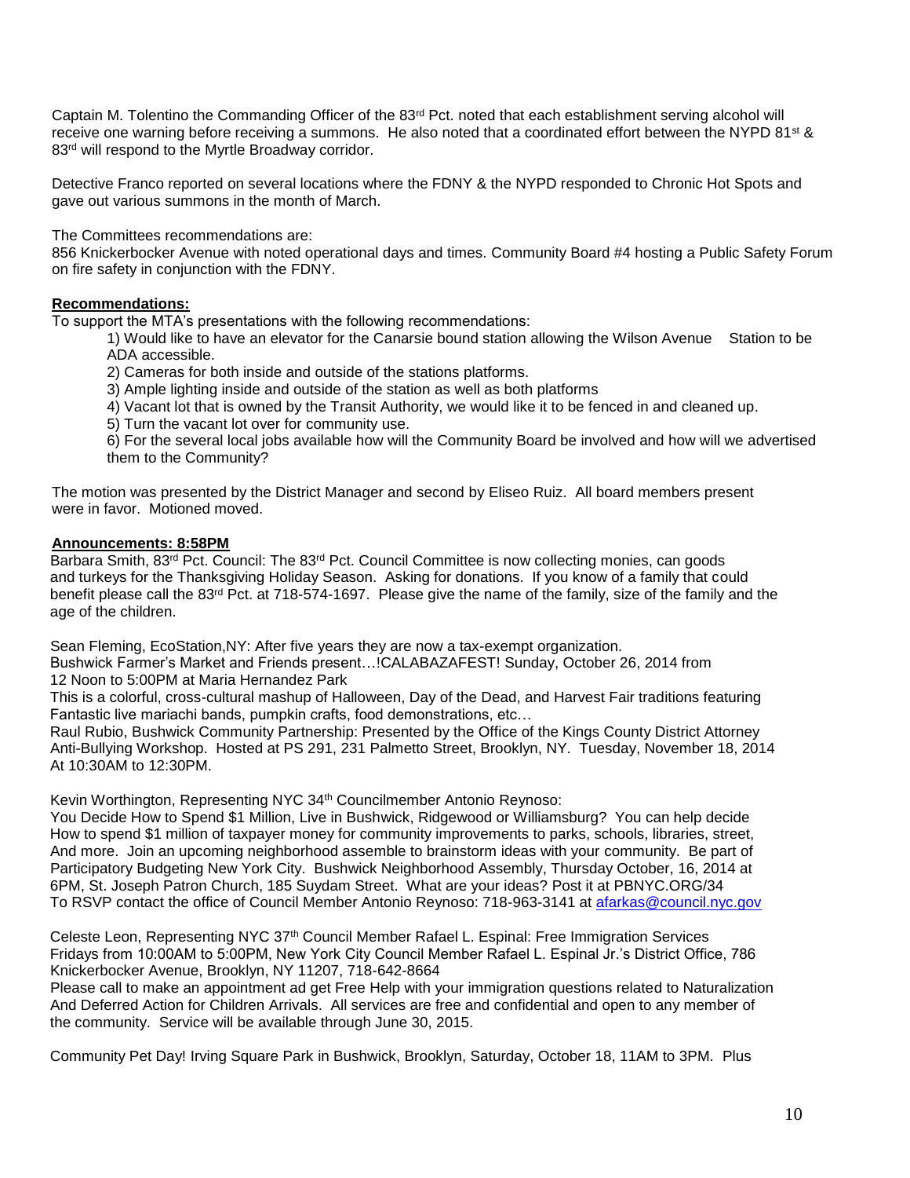Captain M. Tolentino the Commanding Officer of the 83rd Pct. noted that each establishment serving alcohol will receive one warning before receiving a summons. He also noted that a coordinated effort between the NYPD 81st & 83rd will respond to the Myrtle Broadway corridor.

Detective Franco reported on several locations where the FDNY & the NYPD responded to Chronic Hot Spots and gave out various summons in the month of March.

The Committees recommendations are:
856 Knickerbocker Avenue with noted operational days and times. Community Board #4 hosting a Public Safety Forum on fire safety in conjunction with the FDNY.

**Recommendations:**

To support the MTA's presentations with the following recommendations:

1) Would like to have an elevator for the Canarsie bound station allowing the Wilson Avenue Station to be ADA accessible.
2) Cameras for both inside and outside of the stations platforms.
3) Ample lighting inside and outside of the station as well as both platforms
4) Vacant lot that is owned by the Transit Authority, we would like it to be fenced in and cleaned up.
5) Turn the vacant lot over for community use.
6) For the several local jobs available how will the Community Board be involved and how will we advertised them to the Community?

The motion was presented by the District Manager and second by Eliseo Ruiz. All board members present were in favor. Motioned moved.

**Announcements: 8:58PM**

Barbara Smith, 83rd Pct. Council: The 83rd Pct. Council Committee is now collecting monies, can goods and turkeys for the Thanksgiving Holiday Season. Asking for donations. If you know of a family that could benefit please call the 83rd Pct. at 718-574-1697. Please give the name of the family, size of the family and the age of the children.

Sean Fleming, EcoStation,NY: After five years they are now a tax-exempt organization.
Bushwick Farmer's Market and Friends present…!CALABAZAFEST! Sunday, October 26, 2014 from 12 Noon to 5:00PM at Maria Hernandez Park
This is a colorful, cross-cultural mashup of Halloween, Day of the Dead, and Harvest Fair traditions featuring Fantastic live mariachi bands, pumpkin crafts, food demonstrations, etc…
Raul Rubio, Bushwick Community Partnership: Presented by the Office of the Kings County District Attorney Anti-Bullying Workshop. Hosted at PS 291, 231 Palmetto Street, Brooklyn, NY. Tuesday, November 18, 2014 At 10:30AM to 12:30PM.

Kevin Worthington, Representing NYC 34th Councilmember Antonio Reynoso:
You Decide How to Spend $1 Million, Live in Bushwick, Ridgewood or Williamsburg? You can help decide How to spend $1 million of taxpayer money for community improvements to parks, schools, libraries, street, And more. Join an upcoming neighborhood assemble to brainstorm ideas with your community. Be part of Participatory Budgeting New York City. Bushwick Neighborhood Assembly, Thursday October, 16, 2014 at 6PM, St. Joseph Patron Church, 185 Suydam Street. What are your ideas? Post it at PBNYC.ORG/34
To RSVP contact the office of Council Member Antonio Reynoso: 718-963-3141 at afarkas@council.nyc.gov

Celeste Leon, Representing NYC 37th Council Member Rafael L. Espinal: Free Immigration Services Fridays from 10:00AM to 5:00PM, New York City Council Member Rafael L. Espinal Jr.'s District Office, 786 Knickerbocker Avenue, Brooklyn, NY 11207, 718-642-8664
Please call to make an appointment ad get Free Help with your immigration questions related to Naturalization And Deferred Action for Children Arrivals. All services are free and confidential and open to any member of the community. Service will be available through June 30, 2015.

Community Pet Day! Irving Square Park in Bushwick, Brooklyn, Saturday, October 18, 11AM to 3PM. Plus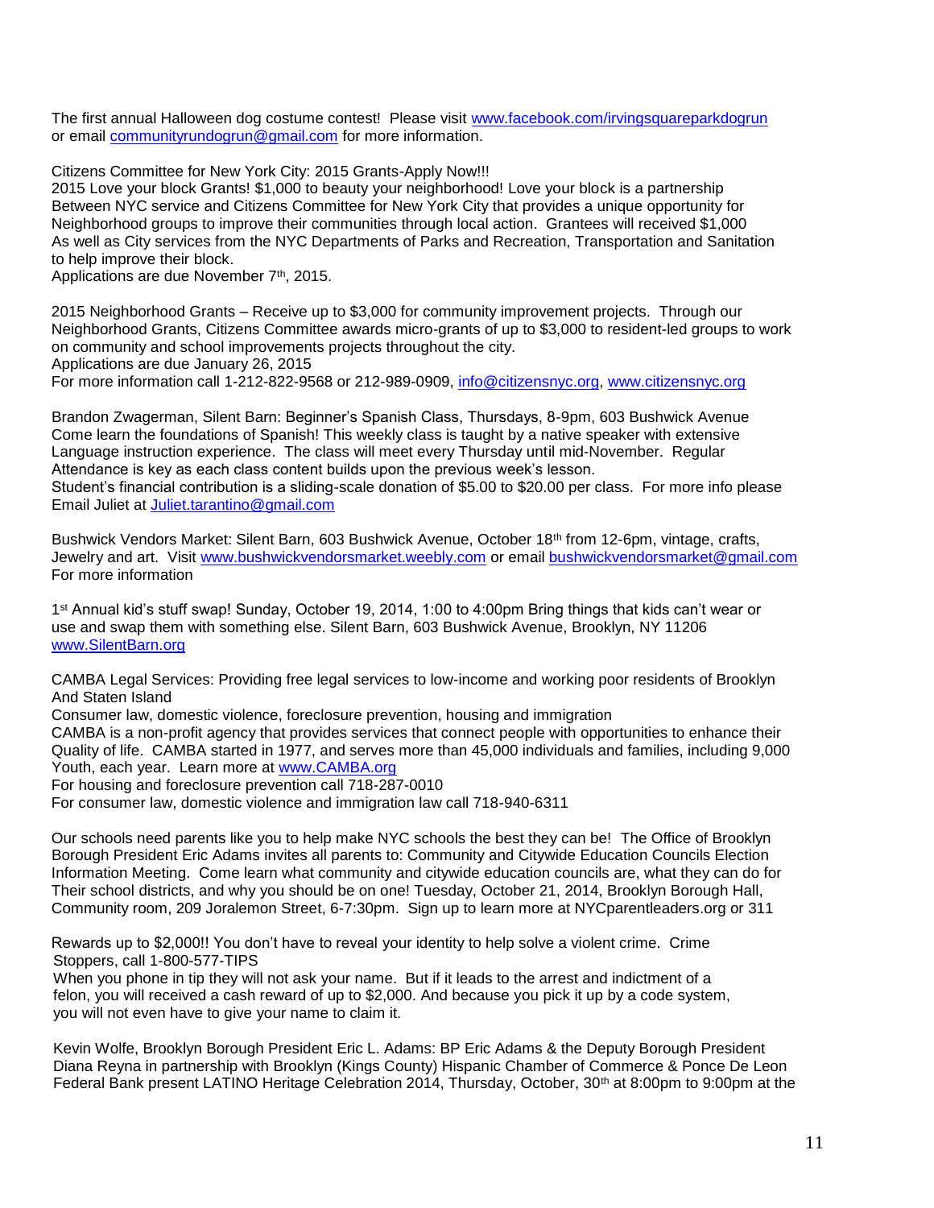The first annual Halloween dog costume contest! Please visit www.facebook.com/irvingsquareparkdogrun or email communityrundogrun@gmail.com for more information.

Citizens Committee for New York City: 2015 Grants-Apply Now!!!
2015 Love your block Grants! $1,000 to beauty your neighborhood! Love your block is a partnership Between NYC service and Citizens Committee for New York City that provides a unique opportunity for Neighborhood groups to improve their communities through local action. Grantees will received $1,000 As well as City services from the NYC Departments of Parks and Recreation, Transportation and Sanitation to help improve their block.
Applications are due November 7th, 2015.

2015 Neighborhood Grants – Receive up to $3,000 for community improvement projects. Through our Neighborhood Grants, Citizens Committee awards micro-grants of up to $3,000 to resident-led groups to work on community and school improvements projects throughout the city.
Applications are due January 26, 2015
For more information call 1-212-822-9568 or 212-989-0909, info@citizensnyc.org, www.citizensnyc.org

Brandon Zwagerman, Silent Barn: Beginner's Spanish Class, Thursdays, 8-9pm, 603 Bushwick Avenue
Come learn the foundations of Spanish! This weekly class is taught by a native speaker with extensive Language instruction experience. The class will meet every Thursday until mid-November. Regular Attendance is key as each class content builds upon the previous week's lesson.
Student's financial contribution is a sliding-scale donation of $5.00 to $20.00 per class. For more info please Email Juliet at Juliet.tarantino@gmail.com

Bushwick Vendors Market: Silent Barn, 603 Bushwick Avenue, October 18th from 12-6pm, vintage, crafts, Jewelry and art. Visit www.bushwickvendorsmarket.weebly.com or email bushwickvendorsmarket@gmail.com For more information

1st Annual kid's stuff swap! Sunday, October 19, 2014, 1:00 to 4:00pm Bring things that kids can't wear or use and swap them with something else. Silent Barn, 603 Bushwick Avenue, Brooklyn, NY 11206
www.SilentBarn.org

CAMBA Legal Services: Providing free legal services to low-income and working poor residents of Brooklyn And Staten Island
Consumer law, domestic violence, foreclosure prevention, housing and immigration
CAMBA is a non-profit agency that provides services that connect people with opportunities to enhance their Quality of life. CAMBA started in 1977, and serves more than 45,000 individuals and families, including 9,000 Youth, each year. Learn more at www.CAMBA.org
For housing and foreclosure prevention call 718-287-0010
For consumer law, domestic violence and immigration law call 718-940-6311

Our schools need parents like you to help make NYC schools the best they can be! The Office of Brooklyn Borough President Eric Adams invites all parents to: Community and Citywide Education Councils Election Information Meeting. Come learn what community and citywide education councils are, what they can do for Their school districts, and why you should be on one! Tuesday, October 21, 2014, Brooklyn Borough Hall, Community room, 209 Joralemon Street, 6-7:30pm. Sign up to learn more at NYCparentleaders.org or 311

Rewards up to $2,000!! You don't have to reveal your identity to help solve a violent crime. Crime Stoppers, call 1-800-577-TIPS
When you phone in tip they will not ask your name. But if it leads to the arrest and indictment of a felon, you will received a cash reward of up to $2,000. And because you pick it up by a code system, you will not even have to give your name to claim it.

Kevin Wolfe, Brooklyn Borough President Eric L. Adams: BP Eric Adams & the Deputy Borough President Diana Reyna in partnership with Brooklyn (Kings County) Hispanic Chamber of Commerce & Ponce De Leon Federal Bank present LATINO Heritage Celebration 2014, Thursday, October, 30th at 8:00pm to 9:00pm at the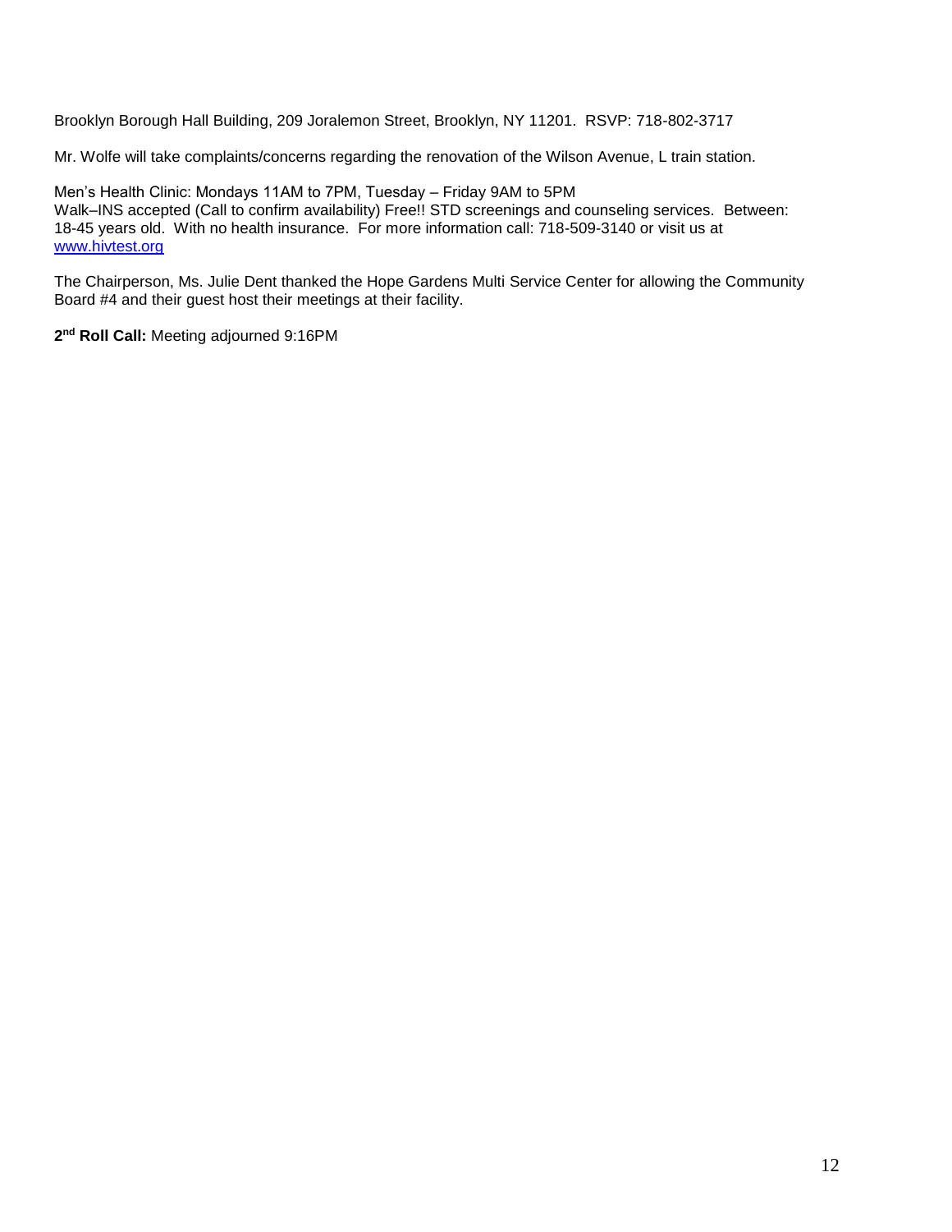Brooklyn Borough Hall Building, 209 Joralemon Street, Brooklyn, NY 11201. RSVP: 718-802-3717

Mr. Wolfe will take complaints/concerns regarding the renovation of the Wilson Avenue, L train station.

Men's Health Clinic: Mondays 11AM to 7PM, Tuesday – Friday 9AM to 5PM
Walk–INS accepted (Call to confirm availability) Free!! STD screenings and counseling services. Between: 18-45 years old. With no health insurance. For more information call: 718-509-3140 or visit us at [www.hivtest.org](http://www.hivtest.org)

The Chairperson, Ms. Julie Dent thanked the Hope Gardens Multi Service Center for allowing the Community Board #4 and their guest host their meetings at their facility.

**2nd Roll Call:** Meeting adjourned 9:16PM